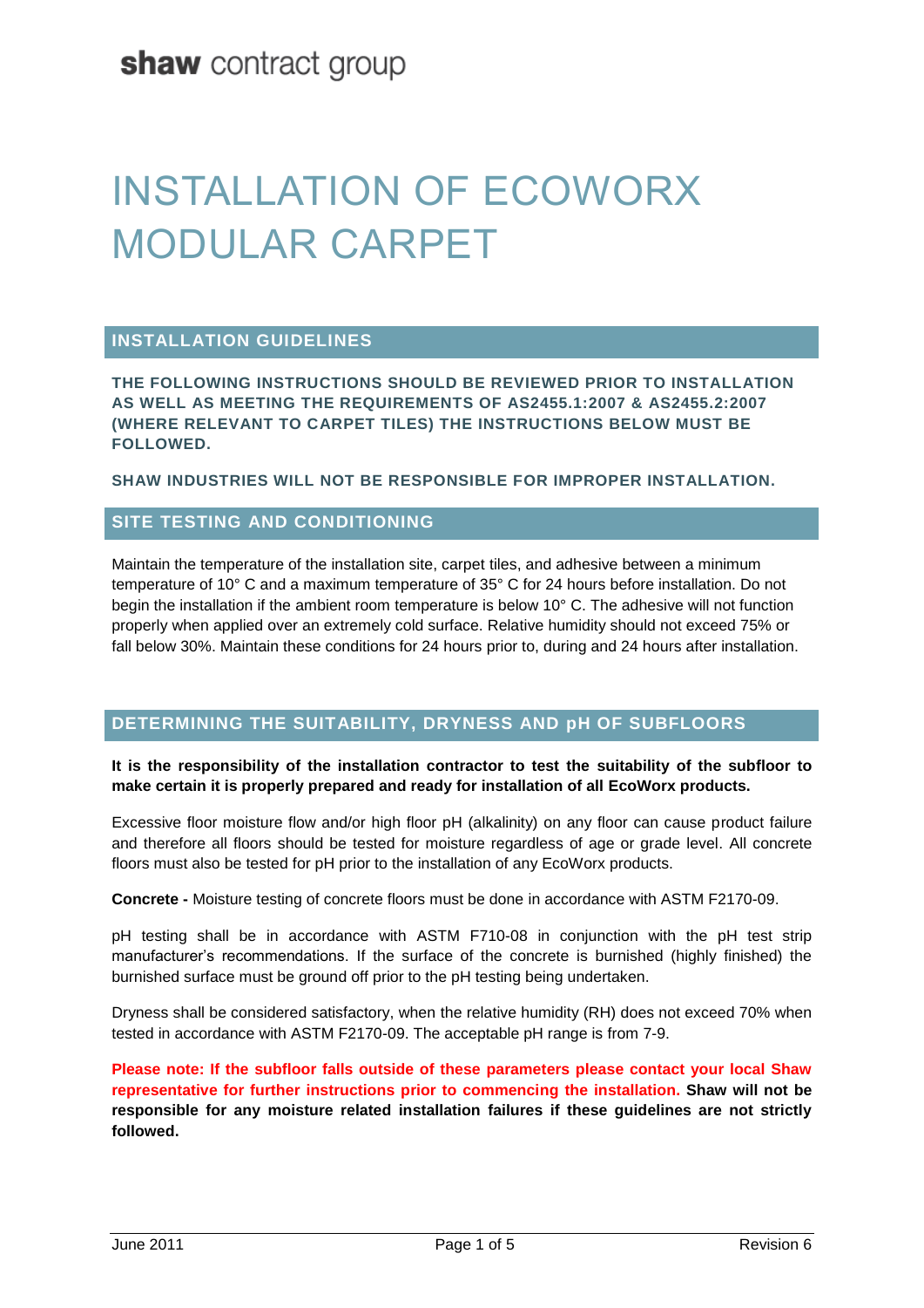**shaw** contract group

# INSTALLATION OF ECOWORX MODULAR CARPET

## INSTALLATION GUIDELINES

**THE FOLLOWING INSTRUCTIONS SHOULD BE REVIEWED PRIOR TO INSTALLATION AS WELL AS MEETING THE REQUIREMENTS OF AS2455.1:2007 & AS2455.2:2007 (WHERE RELEVANT TO CARPET TILES) THE INSTRUCTIONS BELOW MUST BE FOLLOWED.**

**SHAW INDUSTRIES WILL NOT BE RESPONSIBLE FOR IMPROPER INSTALLATION.**

## SITE TESTING AND CONDITIONING

Maintain the temperature of the installation site, carpet tiles, and adhesive between a minimum temperature of 10° C and a maximum temperature of 35° C for 24 hours before installation. Do not begin the installation if the ambient room temperature is below 10° C. The adhesive will not function properly when applied over an extremely cold surface. Relative humidity should not exceed 75% or fall below 30%. Maintain these conditions for 24 hours prior to, during and 24 hours after installation.

## DETERMINING THE SUITABILITY, DRYNESS AND pH OF SUBFLOORS

**It is the responsibility of the installation contractor to test the suitability of the subfloor to make certain it is properly prepared and ready for installation of all EcoWorx products.**

Excessive floor moisture flow and/or high floor pH (alkalinity) on any floor can cause product failure and therefore all floors should be tested for moisture regardless of age or grade level. All concrete floors must also be tested for pH prior to the installation of any EcoWorx products.

**Concrete -** Moisture testing of concrete floors must be done in accordance with ASTM F2170-09.

pH testing shall be in accordance with ASTM F710-08 in conjunction with the pH test strip manufacturer's recommendations. If the surface of the concrete is burnished (highly finished) the burnished surface must be ground off prior to the pH testing being undertaken.

Dryness shall be considered satisfactory, when the relative humidity (RH) does not exceed 70% when tested in accordance with ASTM F2170-09. The acceptable pH range is from 7-9.

**Please note: If the subfloor falls outside of these parameters please contact your local Shaw representative for further instructions prior to commencing the installation. Shaw will not be responsible for any moisture related installation failures if these guidelines are not strictly followed.**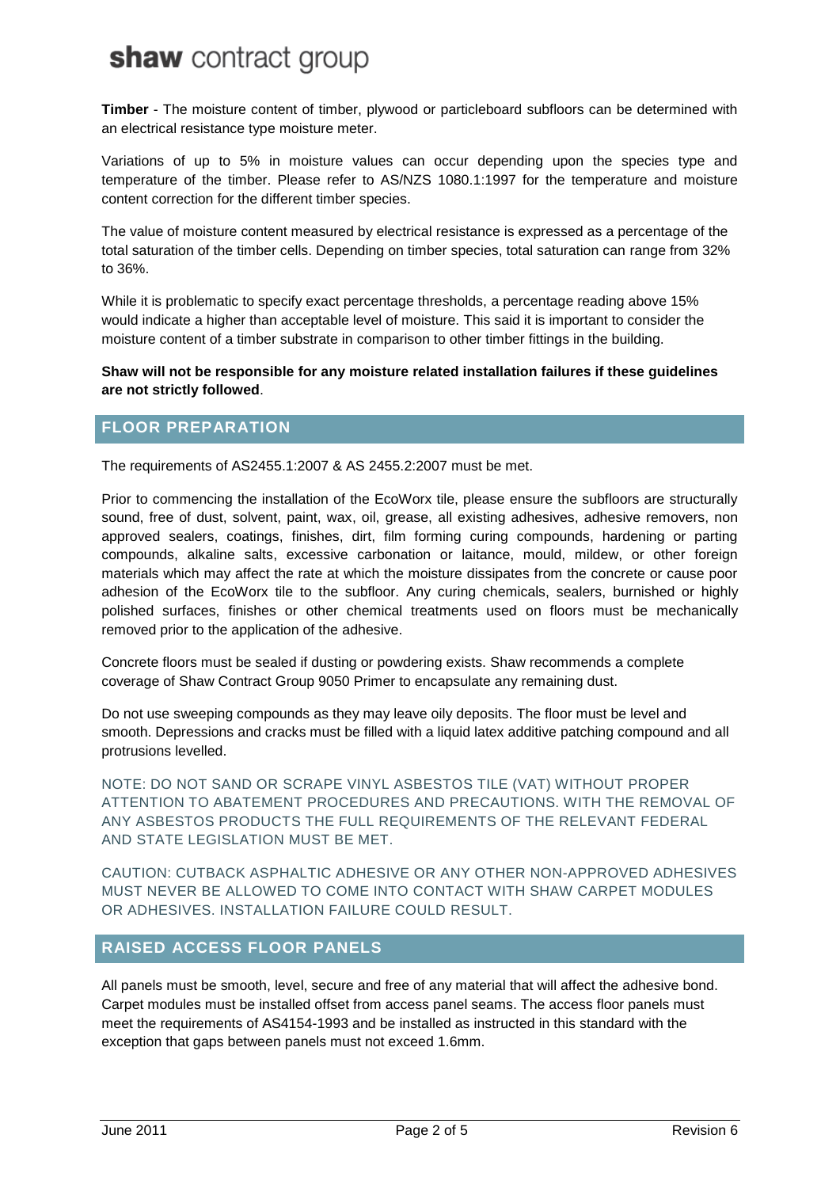**Timber** - The moisture content of timber, plywood or particleboard subfloors can be determined with an electrical resistance type moisture meter.

Variations of up to 5% in moisture values can occur depending upon the species type and temperature of the timber. Please refer to AS/NZS 1080.1:1997 for the temperature and moisture content correction for the different timber species.

The value of moisture content measured by electrical resistance is expressed as a percentage of the total saturation of the timber cells. Depending on timber species, total saturation can range from 32% to 36%.

While it is problematic to specify exact percentage thresholds, a percentage reading above 15% would indicate a higher than acceptable level of moisture. This said it is important to consider the moisture content of a timber substrate in comparison to other timber fittings in the building.

**Shaw will not be responsible for any moisture related installation failures if these guidelines are not strictly followed**.

## FLOOR PREPARATION

The requirements of AS2455.1:2007 & AS 2455.2:2007 must be met.

Prior to commencing the installation of the EcoWorx tile, please ensure the subfloors are structurally sound, free of dust, solvent, paint, wax, oil, grease, all existing adhesives, adhesive removers, non approved sealers, coatings, finishes, dirt, film forming curing compounds, hardening or parting compounds, alkaline salts, excessive carbonation or laitance, mould, mildew, or other foreign materials which may affect the rate at which the moisture dissipates from the concrete or cause poor adhesion of the EcoWorx tile to the subfloor. Any curing chemicals, sealers, burnished or highly polished surfaces, finishes or other chemical treatments used on floors must be mechanically removed prior to the application of the adhesive.

Concrete floors must be sealed if dusting or powdering exists. Shaw recommends a complete coverage of Shaw Contract Group 9050 Primer to encapsulate any remaining dust.

Do not use sweeping compounds as they may leave oily deposits. The floor must be level and smooth. Depressions and cracks must be filled with a liquid latex additive patching compound and all protrusions levelled.

NOTE: DO NOT SAND OR SCRAPE VINYL ASBESTOS TILE (VAT) WITHOUT PROPER ATTENTION TO ABATEMENT PROCEDURES AND PRECAUTIONS. WITH THE REMOVAL OF ANY ASBESTOS PRODUCTS THE FULL REQUIREMENTS OF THE RELEVANT FEDERAL AND STATE LEGISLATION MUST BE MET.

CAUTION: CUTBACK ASPHALTIC ADHESIVE OR ANY OTHER NON-APPROVED ADHESIVES MUST NEVER BE ALLOWED TO COME INTO CONTACT WITH SHAW CARPET MODULES OR ADHESIVES. INSTALLATION FAILURE COULD RESULT.

## RAISED ACCESS FLOOR PANELS

All panels must be smooth, level, secure and free of any material that will affect the adhesive bond. Carpet modules must be installed offset from access panel seams. The access floor panels must meet the requirements of AS4154-1993 and be installed as instructed in this standard with the exception that gaps between panels must not exceed 1.6mm.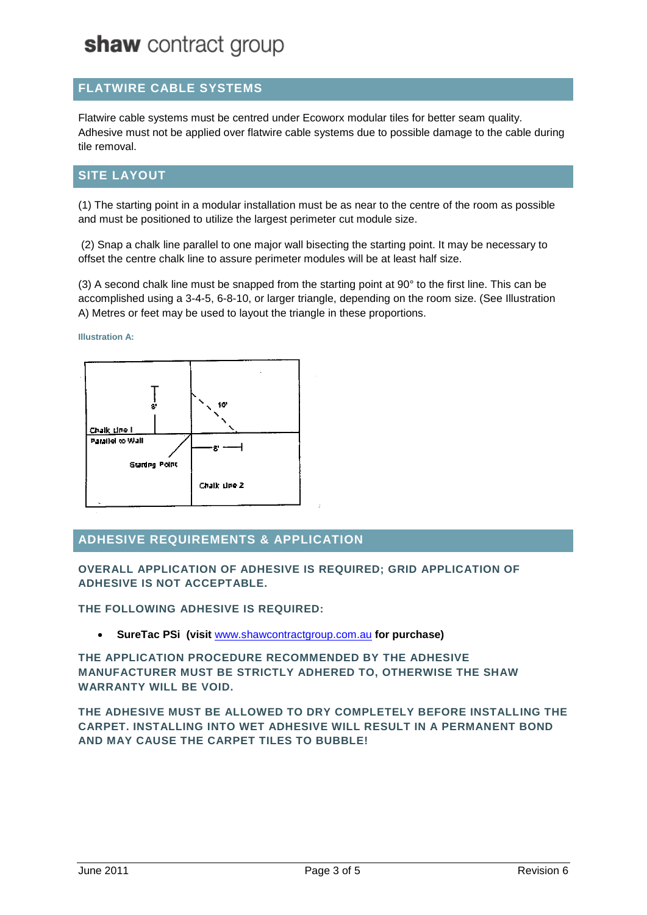## FLATWIRE CABLE SYSTEMS

Flatwire cable systems must be centred under Ecoworx modular tiles for better seam quality. Adhesive must not be applied over flatwire cable systems due to possible damage to the cable during tile removal.

## SITE LAYOUT

(1) The starting point in a modular installation must be as near to the centre of the room as possible and must be positioned to utilize the largest perimeter cut module size.

(2) Snap a chalk line parallel to one major wall bisecting the starting point. It may be necessary to offset the centre chalk line to assure perimeter modules will be at least half size.

(3) A second chalk line must be snapped from the starting point at 90° to the first line. This can be accomplished using a 3-4-5, 6-8-10, or larger triangle, depending on the room size. (See Illustration A) Metres or feet may be used to layout the triangle in these proportions.

**Illustration A:**

Chalk Line I
Parallel to Wall
Starting Point
Chalk Line 2
6'
10'
8'

## ADHESIVE REQUIREMENTS & APPLICATION

**OVERALL APPLICATION OF ADHESIVE IS REQUIRED; GRID APPLICATION OF ADHESIVE IS NOT ACCEPTABLE.**

**THE FOLLOWING ADHESIVE IS REQUIRED:**

- **SureTac PSi (visit** www.shawcontractgroup.com.au **for purchase)**

**THE APPLICATION PROCEDURE RECOMMENDED BY THE ADHESIVE MANUFACTURER MUST BE STRICTLY ADHERED TO, OTHERWISE THE SHAW WARRANTY WILL BE VOID.**

**THE ADHESIVE MUST BE ALLOWED TO DRY COMPLETELY BEFORE INSTALLING THE CARPET. INSTALLING INTO WET ADHESIVE WILL RESULT IN A PERMANENT BOND AND MAY CAUSE THE CARPET TILES TO BUBBLE!**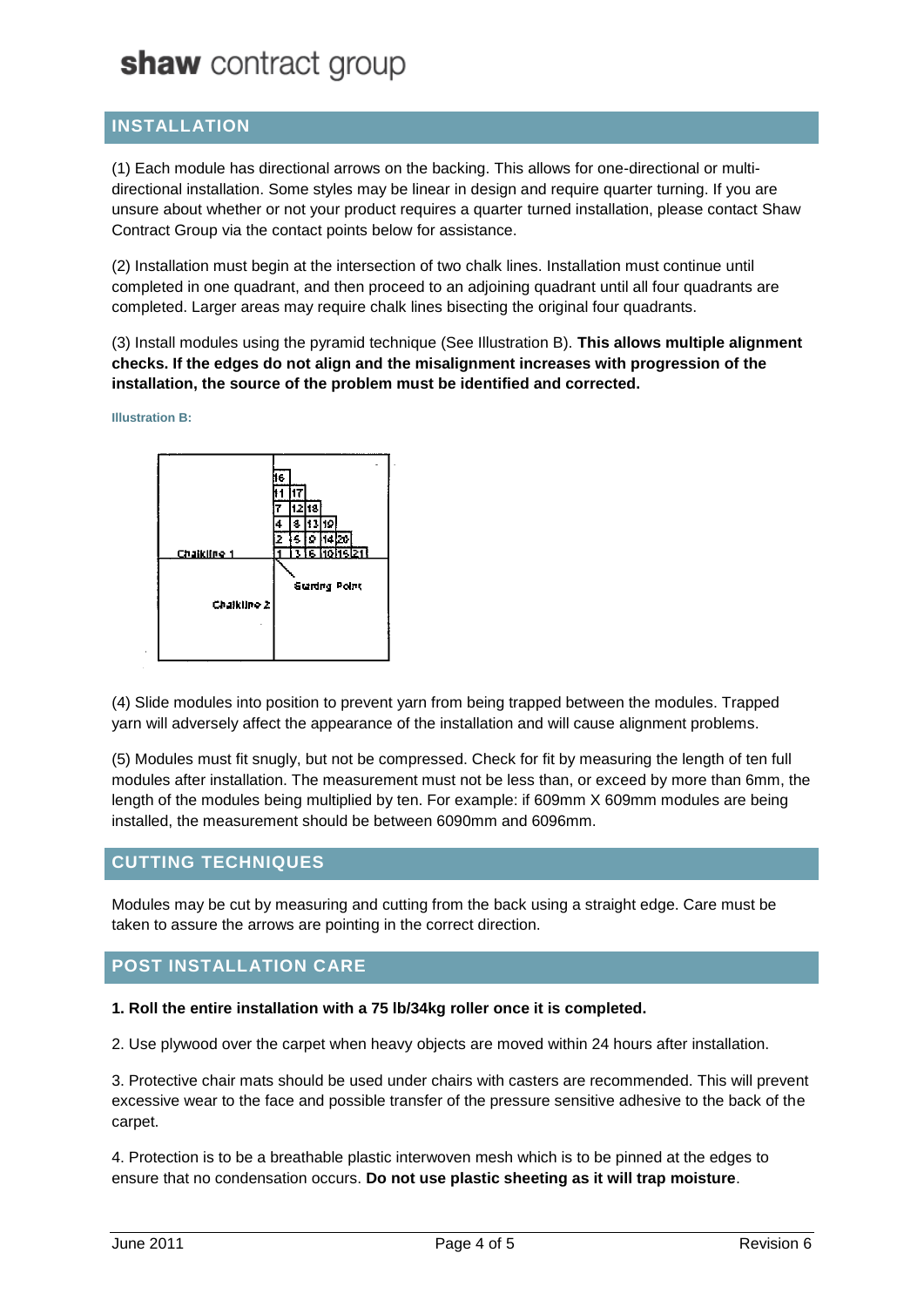## INSTALLATION

(1) Each module has directional arrows on the backing. This allows for one-directional or multi-directional installation. Some styles may be linear in design and require quarter turning. If you are unsure about whether or not your product requires a quarter turned installation, please contact Shaw Contract Group via the contact points below for assistance.

(2) Installation must begin at the intersection of two chalk lines. Installation must continue until completed in one quadrant, and then proceed to an adjoining quadrant until all four quadrants are completed. Larger areas may require chalk lines bisecting the original four quadrants.

(3) Install modules using the pyramid technique (See Illustration B). **This allows multiple alignment checks. If the edges do not align and the misalignment increases with progression of the installation, the source of the problem must be identified and corrected.**

**Illustration B:**

(4) Slide modules into position to prevent yarn from being trapped between the modules. Trapped yarn will adversely affect the appearance of the installation and will cause alignment problems.

(5) Modules must fit snugly, but not be compressed. Check for fit by measuring the length of ten full modules after installation. The measurement must not be less than, or exceed by more than 6mm, the length of the modules being multiplied by ten. For example: if 609mm X 609mm modules are being installed, the measurement should be between 6090mm and 6096mm.

## CUTTING TECHNIQUES

Modules may be cut by measuring and cutting from the back using a straight edge. Care must be taken to assure the arrows are pointing in the correct direction.

## POST INSTALLATION CARE

**1. Roll the entire installation with a 75 lb/34kg roller once it is completed.**

2. Use plywood over the carpet when heavy objects are moved within 24 hours after installation.

3. Protective chair mats should be used under chairs with casters are recommended. This will prevent excessive wear to the face and possible transfer of the pressure sensitive adhesive to the back of the carpet.

4. Protection is to be a breathable plastic interwoven mesh which is to be pinned at the edges to ensure that no condensation occurs. **Do not use plastic sheeting as it will trap moisture**.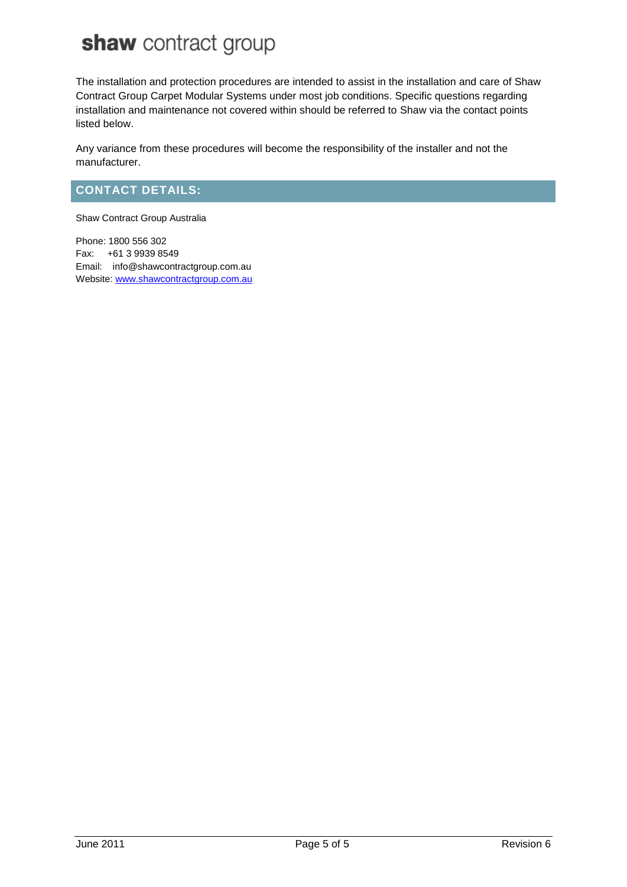The installation and protection procedures are intended to assist in the installation and care of Shaw Contract Group Carpet Modular Systems under most job conditions. Specific questions regarding installation and maintenance not covered within should be referred to Shaw via the contact points listed below.

Any variance from these procedures will become the responsibility of the installer and not the manufacturer.

## CONTACT DETAILS:

Shaw Contract Group Australia

Phone: 1800 556 302
Fax: +61 3 9939 8549
Email: info@shawcontractgroup.com.au
Website: www.shawcontractgroup.com.au